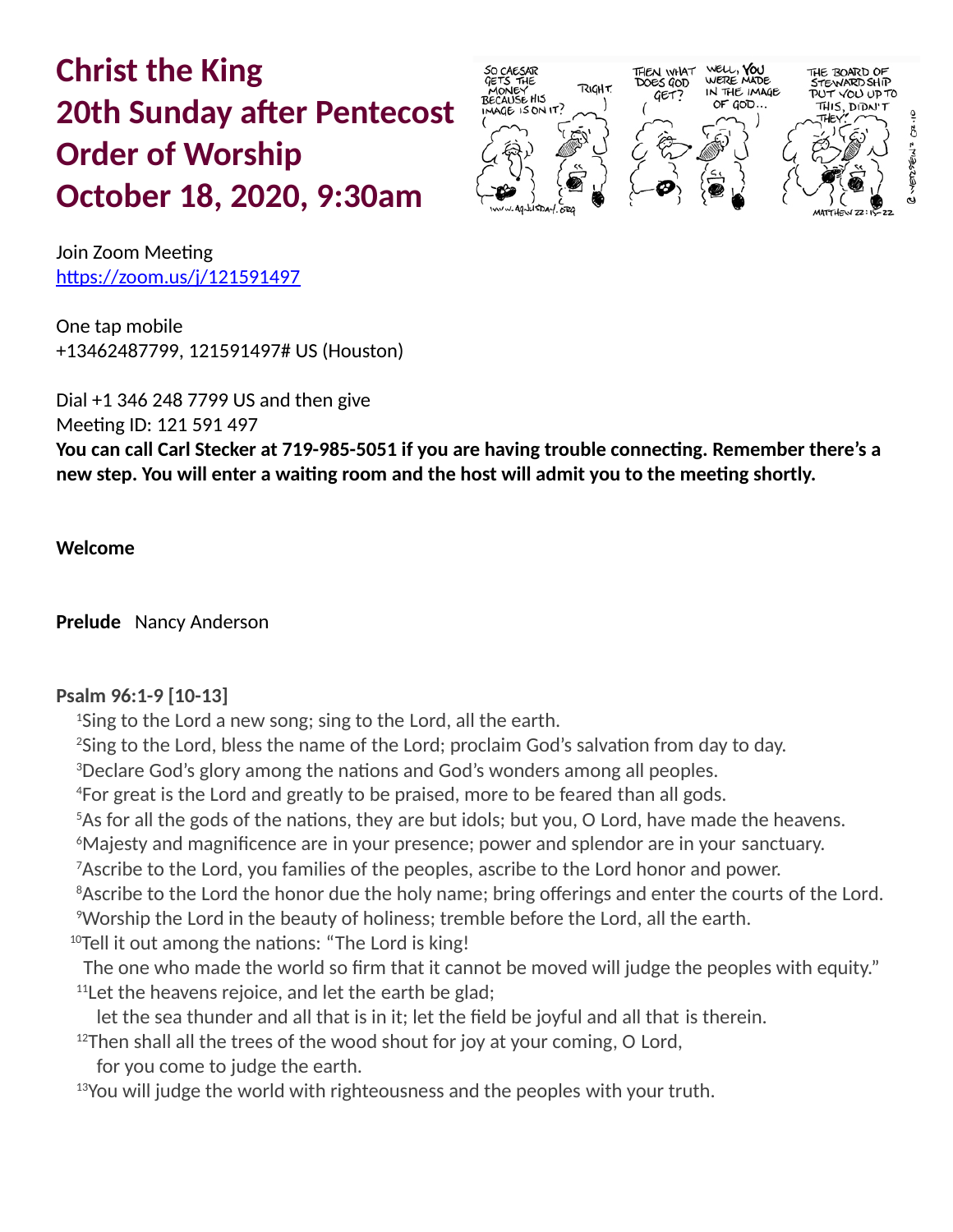# Christ the King
# 20th Sunday after Pentecost
# Order of Worship
# October 18, 2020, 9:30am

Join Zoom Meeting
https://zoom.us/j/121591497

One tap mobile
+13462487799, 121591497# US (Houston)

Dial +1 346 248 7799 US and then give
Meeting ID: 121 591 497
**You can call Carl Stecker at 719-985-5051 if you are having trouble connecting. Remember there's a new step. You will enter a waiting room and the host will admit you to the meeting shortly.**

**Welcome**

**Prelude** Nancy Anderson

**Psalm 96:1-9 [10-13]**

[1]Sing to the Lord a new song; sing to the Lord, all the earth.
[2]Sing to the Lord, bless the name of the Lord; proclaim God's salvation from day to day.
[3]Declare God's glory among the nations and God's wonders among all peoples.
[4]For great is the Lord and greatly to be praised, more to be feared than all gods.
[5]As for all the gods of the nations, they are but idols; but you, O Lord, have made the heavens.
[6]Majesty and magnificence are in your presence; power and splendor are in your sanctuary.
[7]Ascribe to the Lord, you families of the peoples, ascribe to the Lord honor and power.
[8]Ascribe to the Lord the honor due the holy name; bring offerings and enter the courts of the Lord.
[9]Worship the Lord in the beauty of holiness; tremble before the Lord, all the earth.
[10]Tell it out among the nations: "The Lord is king!
The one who made the world so firm that it cannot be moved will judge the peoples with equity."
[11]Let the heavens rejoice, and let the earth be glad;
let the sea thunder and all that is in it; let the field be joyful and all that is therein.
[12]Then shall all the trees of the wood shout for joy at your coming, O Lord,
for you come to judge the earth.
[13]You will judge the world with righteousness and the peoples with your truth.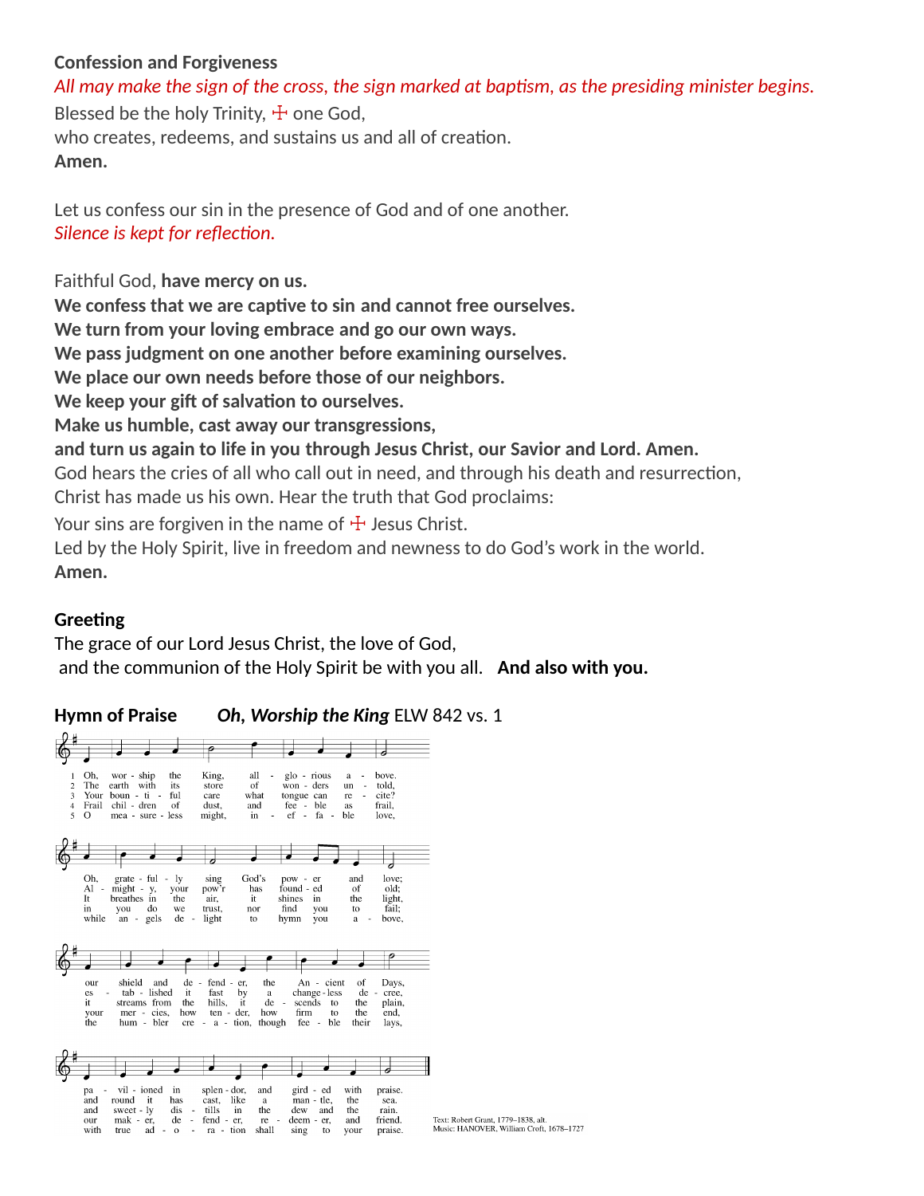**Confession and Forgiveness**

*All may make the sign of the cross, the sign marked at baptism, as the presiding minister begins.*

Blessed be the holy Trinity, ☩ one God,
who creates, redeems, and sustains us and all of creation.
**Amen.**

Let us confess our sin in the presence of God and of one another.
*Silence is kept for reflection.*

Faithful God, **have mercy on us.**
**We confess that we are captive to sin and cannot free ourselves.**
**We turn from your loving embrace and go our own ways.**
**We pass judgment on one another before examining ourselves.**
**We place our own needs before those of our neighbors.**
**We keep your gift of salvation to ourselves.**
**Make us humble, cast away our transgressions,**
**and turn us again to life in you through Jesus Christ, our Savior and Lord. Amen.**
God hears the cries of all who call out in need, and through his death and resurrection,
Christ has made us his own. Hear the truth that God proclaims:
Your sins are forgiven in the name of ☩ Jesus Christ.
Led by the Holy Spirit, live in freedom and newness to do God's work in the world.
**Amen.**

**Greeting**

The grace of our Lord Jesus Christ, the love of God,
and the communion of the Holy Spirit be with you all. **And also with you.**

**Hymn of Praise** ***Oh, Worship the King*** ELW 842 vs. 1

1 Oh, worship the King, all-glorious above. Oh, gratefully sing God's power and love; our shield and defender, the Ancient of Days, pavilioned in splendor, and girded with praise.

2 The earth with its store of wonders untold, Almighty, your power has founded of old; established it fast by a changeless decree, and round it has cast, like a mantle, the sea.

3 Your bountiful care what tongue can recite? It breathes in the air, it shines in the light, it streams from the hills, it descends to the plain, and sweetly distills in the dew and the rain.

4 Frail children of dust, and feeble as frail, in you do we trust, nor find you to fail; your mercies, how tender, how firm to the end, our maker, defender, redeemer, and friend.

5 O measureless might, ineffable love, while angels delight to hymn you above, the humble creation, though feeble their lays, with true adoration shall sing to your praise.

Text: Robert Grant, 1779–1838, alt.
Music: HANOVER, William Croft, 1678–1727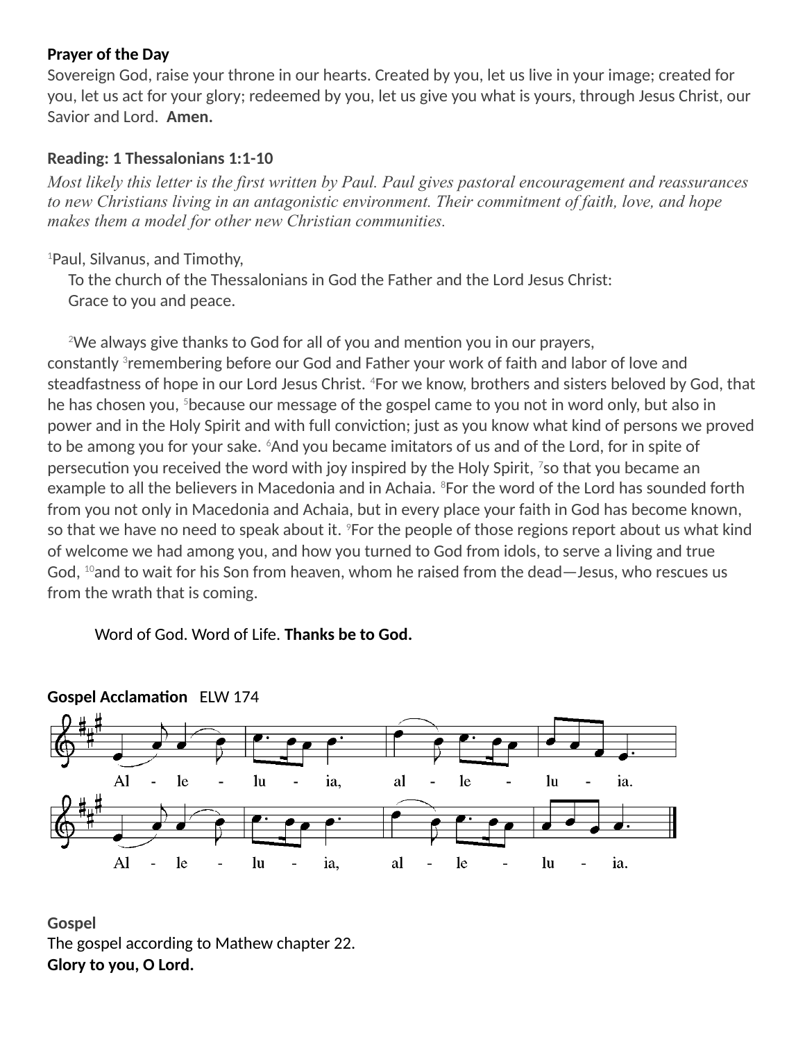**Prayer of the Day**
Sovereign God, raise your throne in our hearts. Created by you, let us live in your image; created for you, let us act for your glory; redeemed by you, let us give you what is yours, through Jesus Christ, our Savior and Lord. **Amen.**

**Reading: 1 Thessalonians 1:1-10**

*Most likely this letter is the first written by Paul. Paul gives pastoral encouragement and reassurances to new Christians living in an antagonistic environment. Their commitment of faith, love, and hope makes them a model for other new Christian communities.*

1 Paul, Silvanus, and Timothy,
To the church of the Thessalonians in God the Father and the Lord Jesus Christ:
Grace to you and peace.

2 We always give thanks to God for all of you and mention you in our prayers, constantly 3 remembering before our God and Father your work of faith and labor of love and steadfastness of hope in our Lord Jesus Christ. 4 For we know, brothers and sisters beloved by God, that he has chosen you, 5 because our message of the gospel came to you not in word only, but also in power and in the Holy Spirit and with full conviction; just as you know what kind of persons we proved to be among you for your sake. 6 And you became imitators of us and of the Lord, for in spite of persecution you received the word with joy inspired by the Holy Spirit, 7 so that you became an example to all the believers in Macedonia and in Achaia. 8 For the word of the Lord has sounded forth from you not only in Macedonia and Achaia, but in every place your faith in God has become known, so that we have no need to speak about it. 9 For the people of those regions report about us what kind of welcome we had among you, and how you turned to God from idols, to serve a living and true God, 10 and to wait for his Son from heaven, whom he raised from the dead—Jesus, who rescues us from the wrath that is coming.

Word of God. Word of Life. **Thanks be to God.**

**Gospel Acclamation** ELW 174

Al - le - lu - ia, al - le - lu - ia.
Al - le - lu - ia, al - le - lu - ia.

**Gospel**
The gospel according to Mathew chapter 22.
**Glory to you, O Lord.**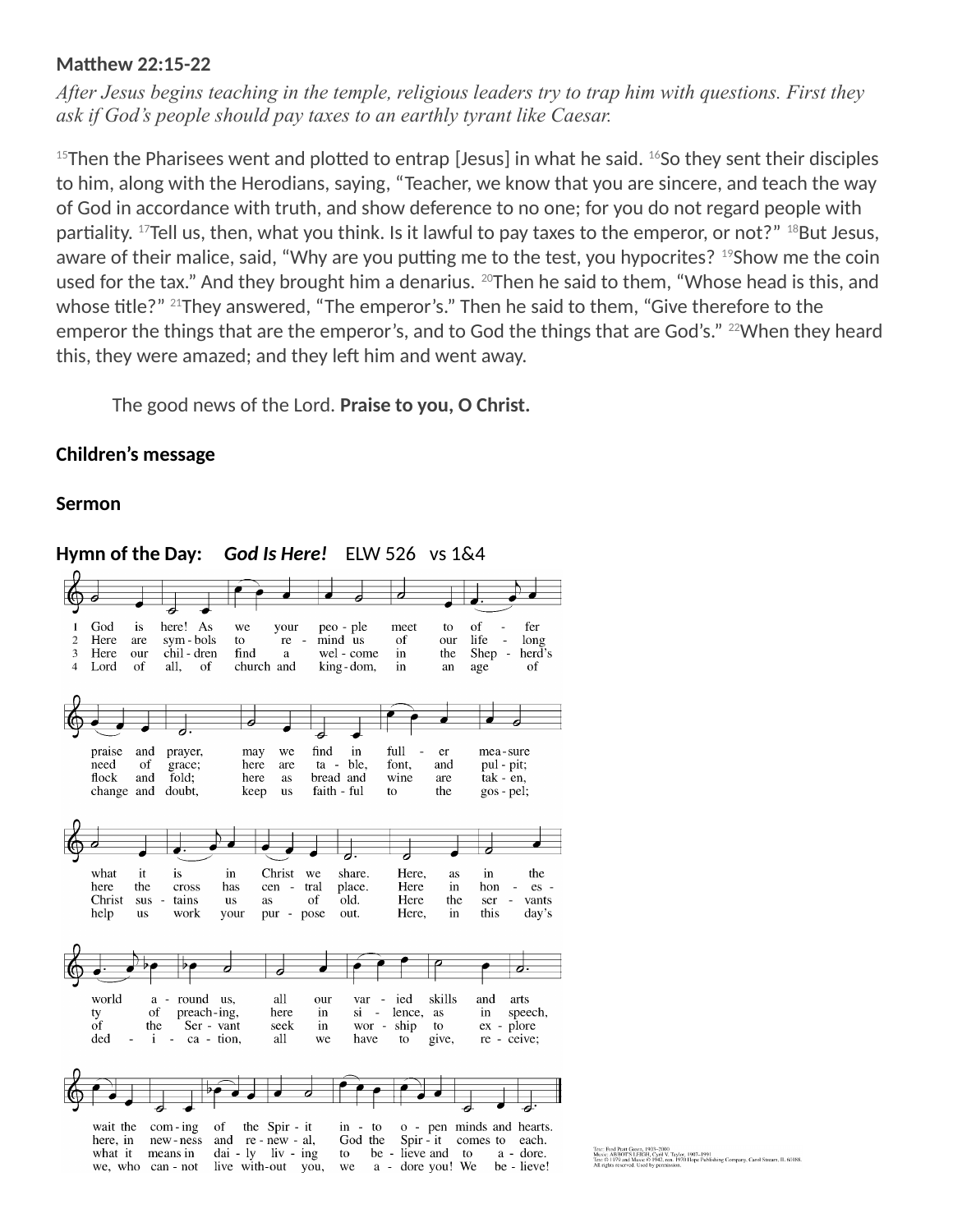**Matthew 22:15-22**

*After Jesus begins teaching in the temple, religious leaders try to trap him with questions. First they ask if God's people should pay taxes to an earthly tyrant like Caesar.*

15Then the Pharisees went and plotted to entrap [Jesus] in what he said. 16So they sent their disciples to him, along with the Herodians, saying, "Teacher, we know that you are sincere, and teach the way of God in accordance with truth, and show deference to no one; for you do not regard people with partiality. 17Tell us, then, what you think. Is it lawful to pay taxes to the emperor, or not?" 18But Jesus, aware of their malice, said, "Why are you putting me to the test, you hypocrites? 19Show me the coin used for the tax." And they brought him a denarius. 20Then he said to them, "Whose head is this, and whose title?" 21They answered, "The emperor's." Then he said to them, "Give therefore to the emperor the things that are the emperor's, and to God the things that are God's." 22When they heard this, they were amazed; and they left him and went away.

The good news of the Lord. **Praise to you, O Christ.**

**Children's message**

**Sermon**

**Hymn of the Day:** ***God Is Here!*** ELW 526 vs 1&4

1 God is here! As we your people meet to offer praise and prayer, may we find in fuller measure what it is in Christ we share. Here, as in the world around us, all our varied skills and arts wait the coming of the Spirit into open minds and hearts.

2 Here are symbols to remind us of our lifelong need of grace; here are table, font, and pulpit; here the cross has central place. Here in honesty of preaching, here in silence, as in speech, here, in newness and renewal, God the Spirit comes to each.

3 Here our children find a welcome in the Shepherd's flock and fold; here as bread and wine are taken, Christ sustains us as of old. Here the servants of the Servant seek in worship to explore what it means in daily living to believe and to adore.

4 Lord of all, of church and kingdom, in an age of change and doubt, keep us faithful to the gospel; help us work your purpose out. Here, in this day's dedication, all we have to give, receive; we, who cannot live without you, we adore you! We believe!

Text: Fred Pratt Green, 1903–2000
Music: ABBOT'S LEIGH, Cyril V. Taylor, 1907–1991
Text © 1979 and Music © 1942, ren. 1970 Hope Publishing Company, Carol Stream, IL 60188.
All rights reserved. Used by permission.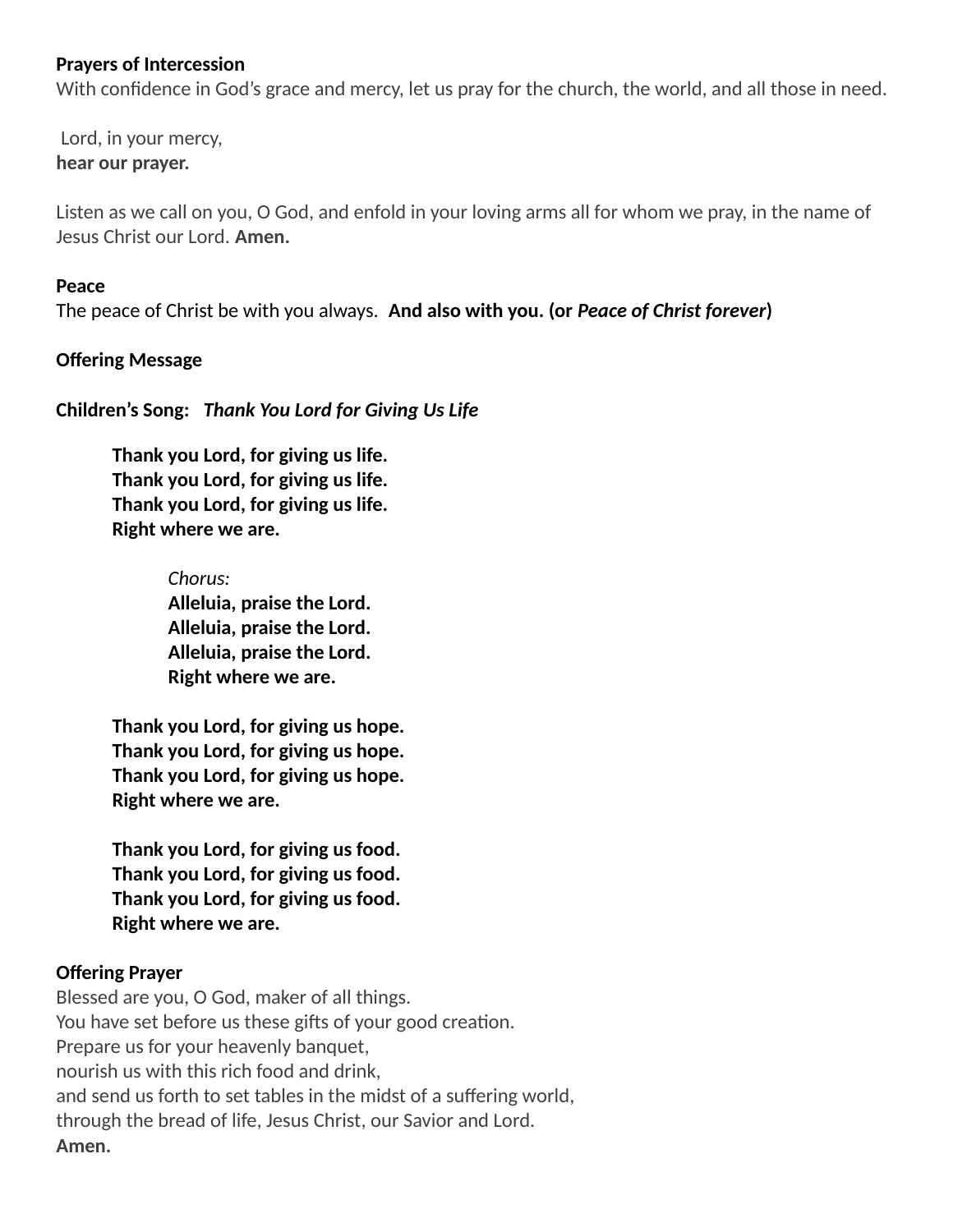**Prayers of Intercession**
With confidence in God's grace and mercy, let us pray for the church, the world, and all those in need.

Lord, in your mercy,
**hear our prayer.**

Listen as we call on you, O God, and enfold in your loving arms all for whom we pray, in the name of Jesus Christ our Lord. **Amen.**

**Peace**
The peace of Christ be with you always. **And also with you. (or *Peace of Christ forever*)**

**Offering Message**

**Children's Song:** ***Thank You Lord for Giving Us Life***

> **Thank you Lord, for giving us life.**
> **Thank you Lord, for giving us life.**
> **Thank you Lord, for giving us life.**
> **Right where we are.**
>
> > *Chorus:*
> > **Alleluia, praise the Lord.**
> > **Alleluia, praise the Lord.**
> > **Alleluia, praise the Lord.**
> > **Right where we are.**
>
> **Thank you Lord, for giving us hope.**
> **Thank you Lord, for giving us hope.**
> **Thank you Lord, for giving us hope.**
> **Right where we are.**
>
> **Thank you Lord, for giving us food.**
> **Thank you Lord, for giving us food.**
> **Thank you Lord, for giving us food.**
> **Right where we are.**

**Offering Prayer**
Blessed are you, O God, maker of all things.
You have set before us these gifts of your good creation.
Prepare us for your heavenly banquet,
nourish us with this rich food and drink,
and send us forth to set tables in the midst of a suffering world,
through the bread of life, Jesus Christ, our Savior and Lord.
**Amen.**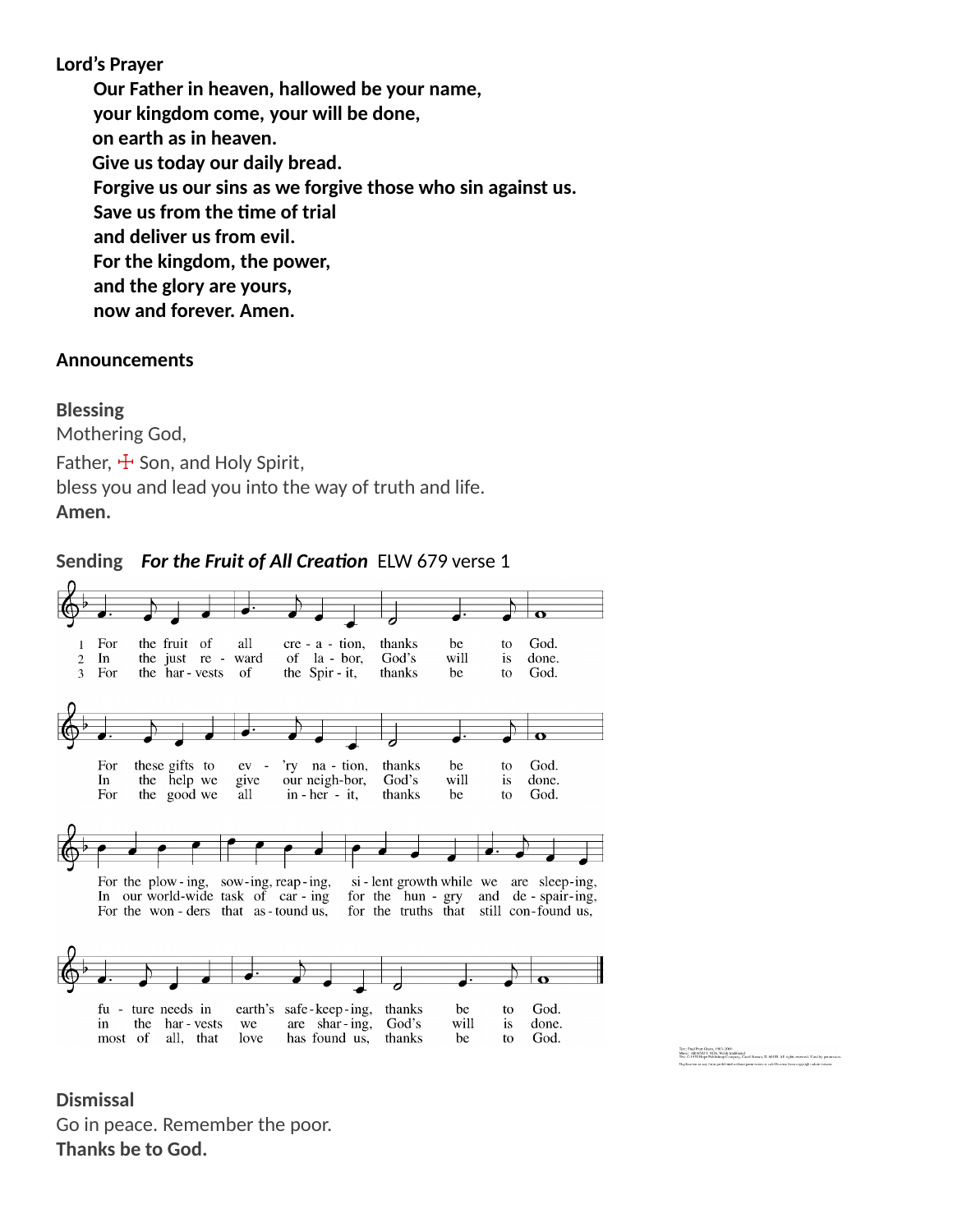**Lord's Prayer**

**Our Father in heaven, hallowed be your name,**
**your kingdom come, your will be done,**
**on earth as in heaven.**
**Give us today our daily bread.**
**Forgive us our sins as we forgive those who sin against us.**
**Save us from the time of trial**
**and deliver us from evil.**
**For the kingdom, the power,**
**and the glory are yours,**
**now and forever. Amen.**

**Announcements**

**Blessing**

Mothering God,
Father, ☩ Son, and Holy Spirit,
bless you and lead you into the way of truth and life.
**Amen.**

**Sending** ***For the Fruit of All Creation*** ELW 679 verse 1

1 For the fruit of all cre - a - tion, thanks be to God.
2 In the just re - ward of la - bor, God's will is done.
3 For the har - vests of the Spir - it, thanks be to God.

For these gifts to ev - 'ry na - tion, thanks be to God.
In the help we give our neigh-bor, God's will is done.
For the good we all in - her - it, thanks be to God.

For the plow - ing, sow-ing, reap - ing, si - lent growth while we are sleep-ing,
In our world-wide task of car - ing for the hun - gry and de - spair-ing,
For the won - ders that as - tound us, for the truths that still con-found us,

fu - ture needs in earth's safe - keep - ing, thanks be to God.
in the har - vests we are shar - ing, God's will is done.
most of all, that love has found us, thanks be to God.

**Dismissal**

Go in peace. Remember the poor.
**Thanks be to God.**